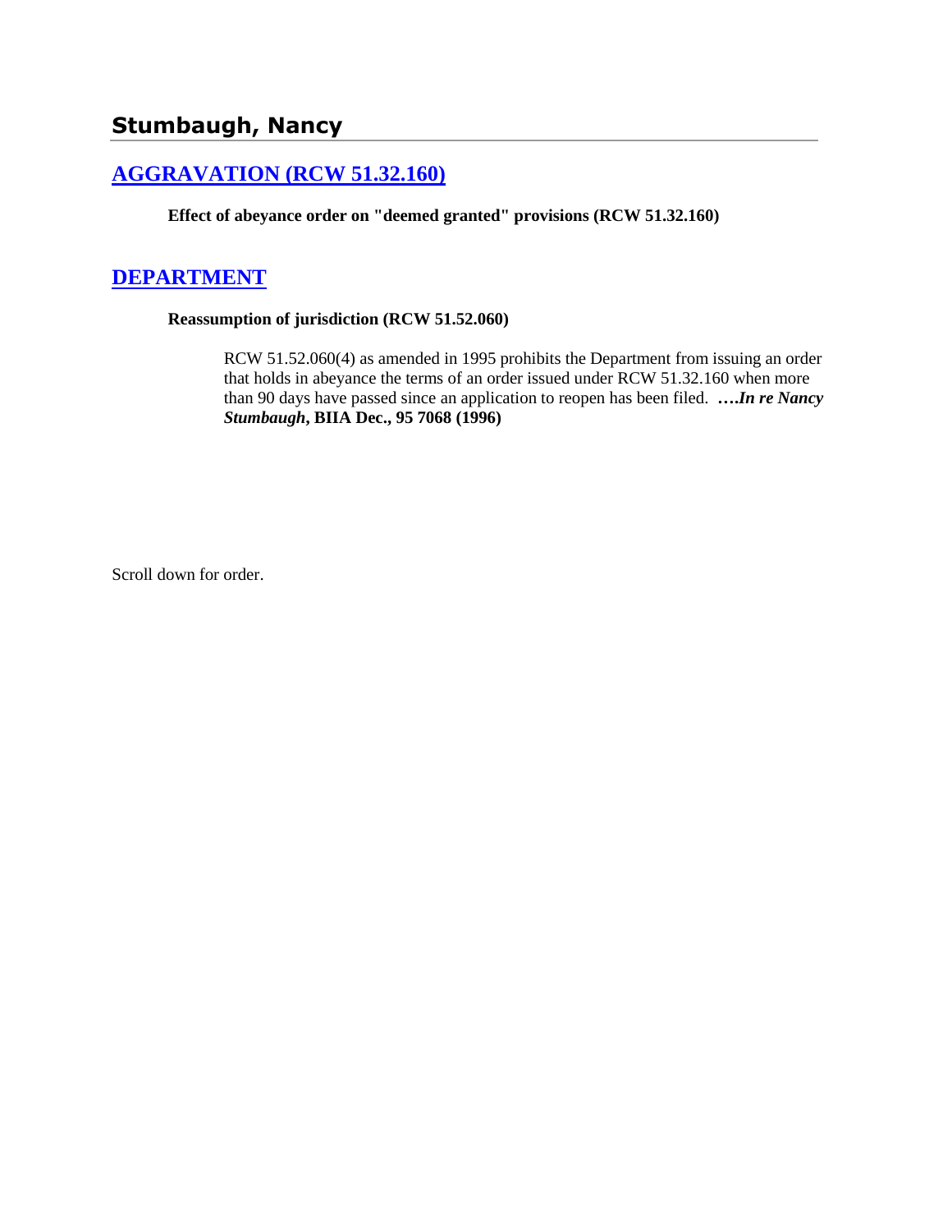## Stumbaugh, Nancy

### [AGGRAVATION (RCW 51.32.160)]

**Effect of abeyance order on "deemed granted" provisions (RCW 51.32.160)**

### [DEPARTMENT]

**Reassumption of jurisdiction (RCW 51.52.060)**

> RCW 51.52.060(4) as amended in 1995 prohibits the Department from issuing an order that holds in abeyance the terms of an order issued under RCW 51.32.160 when more than 90 days have passed since an application to reopen has been filed. **….*In re Nancy Stumbaugh*, BIIA Dec., 95 7068 (1996)**

Scroll down for order.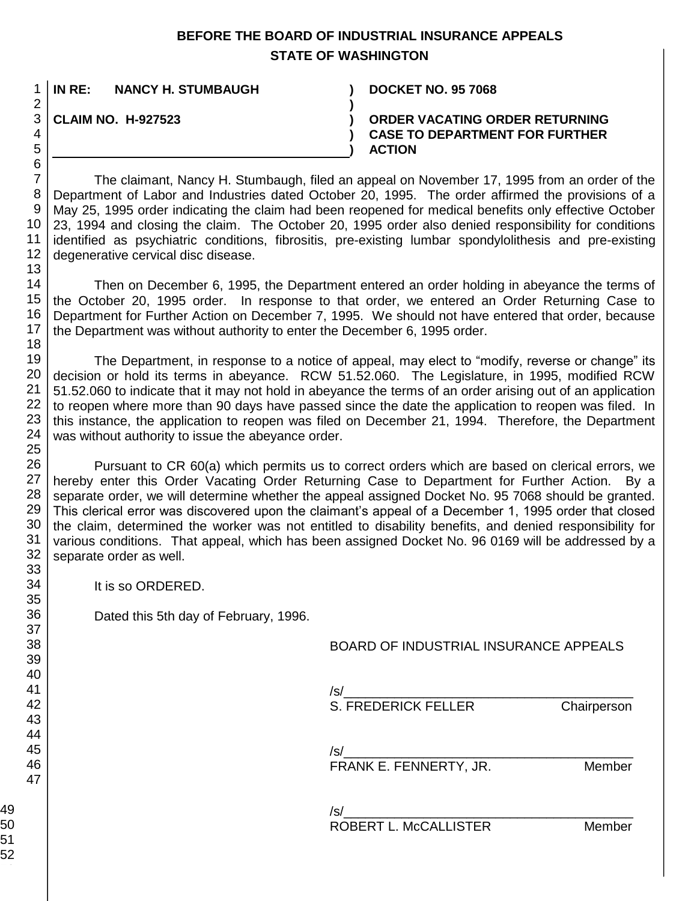**BEFORE THE BOARD OF INDUSTRIAL INSURANCE APPEALS**
**STATE OF WASHINGTON**

| | | |
|---|---|---|
| **IN RE: NANCY H. STUMBAUGH** | **)** | **DOCKET NO. 95 7068** |
| | **)** | |
| **CLAIM NO. H-927523** | **)** | **ORDER VACATING ORDER RETURNING CASE TO DEPARTMENT FOR FURTHER ACTION** |

The claimant, Nancy H. Stumbaugh, filed an appeal on November 17, 1995 from an order of the Department of Labor and Industries dated October 20, 1995. The order affirmed the provisions of a May 25, 1995 order indicating the claim had been reopened for medical benefits only effective October 23, 1994 and closing the claim. The October 20, 1995 order also denied responsibility for conditions identified as psychiatric conditions, fibrositis, pre-existing lumbar spondylolithesis and pre-existing degenerative cervical disc disease.

Then on December 6, 1995, the Department entered an order holding in abeyance the terms of the October 20, 1995 order. In response to that order, we entered an Order Returning Case to Department for Further Action on December 7, 1995. We should not have entered that order, because the Department was without authority to enter the December 6, 1995 order.

The Department, in response to a notice of appeal, may elect to "modify, reverse or change" its decision or hold its terms in abeyance. RCW 51.52.060. The Legislature, in 1995, modified RCW 51.52.060 to indicate that it may not hold in abeyance the terms of an order arising out of an application to reopen where more than 90 days have passed since the date the application to reopen was filed. In this instance, the application to reopen was filed on December 21, 1994. Therefore, the Department was without authority to issue the abeyance order.

Pursuant to CR 60(a) which permits us to correct orders which are based on clerical errors, we hereby enter this Order Vacating Order Returning Case to Department for Further Action. By a separate order, we will determine whether the appeal assigned Docket No. 95 7068 should be granted. This clerical error was discovered upon the claimant's appeal of a December 1, 1995 order that closed the claim, determined the worker was not entitled to disability benefits, and denied responsibility for various conditions. That appeal, which has been assigned Docket No. 96 0169 will be addressed by a separate order as well.

It is so ORDERED.

Dated this 5th day of February, 1996.

BOARD OF INDUSTRIAL INSURANCE APPEALS

/s/
S. FREDERICK FELLER Chairperson

/s/
FRANK E. FENNERTY, JR. Member

/s/
ROBERT L. McCALLISTER Member